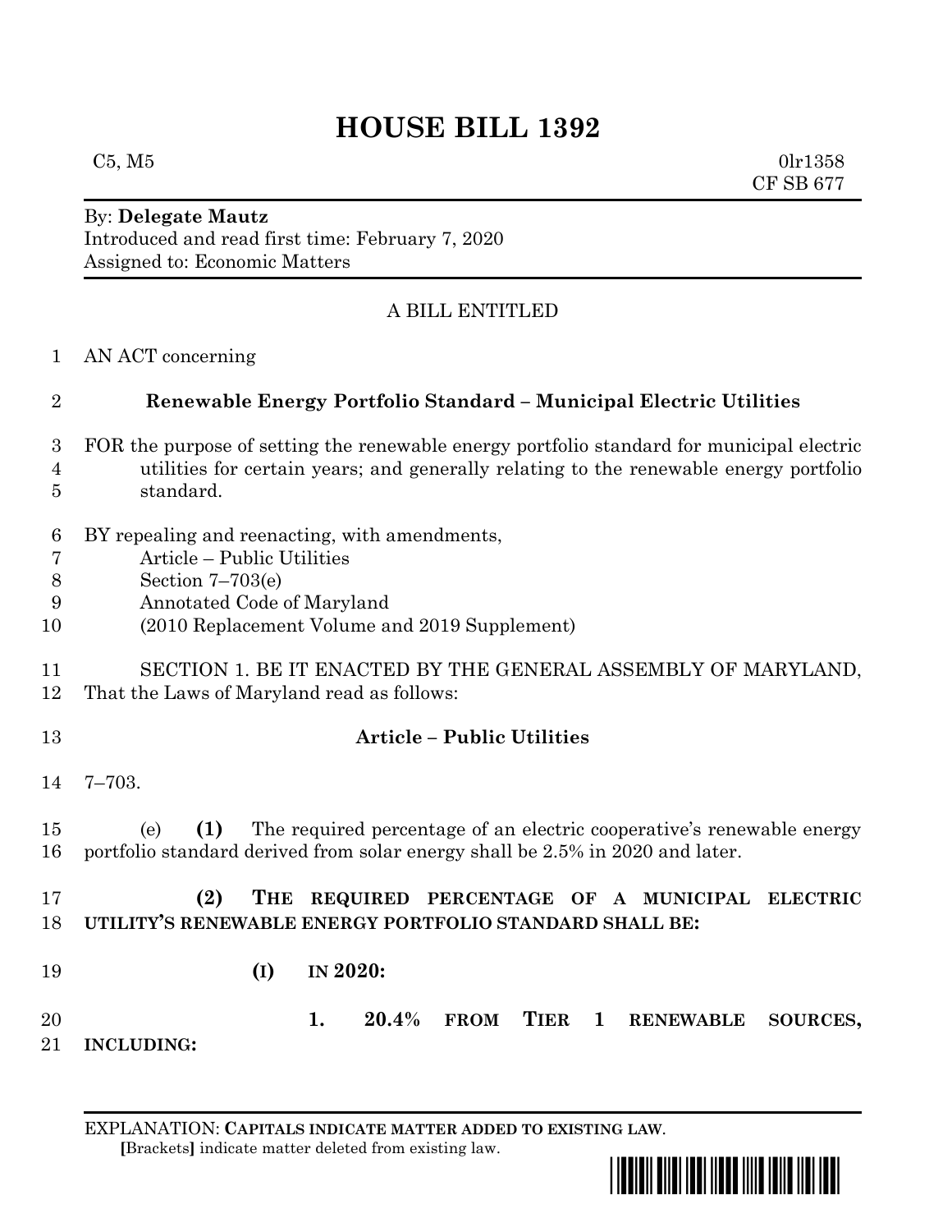# HOUSE BILL 1392

C5, M5 0lr1358
CF SB 677

By: **Delegate Mautz**
Introduced and read first time: February 7, 2020
Assigned to: Economic Matters

A BILL ENTITLED

1 AN ACT concerning

2 **Renewable Energy Portfolio Standard – Municipal Electric Utilities**

3 FOR the purpose of setting the renewable energy portfolio standard for municipal electric
4 utilities for certain years; and generally relating to the renewable energy portfolio
5 standard.

6 BY repealing and reenacting, with amendments,
7 Article – Public Utilities
8 Section 7–703(e)
9 Annotated Code of Maryland
10 (2010 Replacement Volume and 2019 Supplement)

11 SECTION 1. BE IT ENACTED BY THE GENERAL ASSEMBLY OF MARYLAND,
12 That the Laws of Maryland read as follows:

13 **Article – Public Utilities**

14 7–703.

15 (e) **(1)** The required percentage of an electric cooperative's renewable energy
16 portfolio standard derived from solar energy shall be 2.5% in 2020 and later.

17 **(2) THE REQUIRED PERCENTAGE OF A MUNICIPAL ELECTRIC**
18 **UTILITY'S RENEWABLE ENERGY PORTFOLIO STANDARD SHALL BE:**

19 **(I) IN 2020:**

20 **1. 20.4% FROM TIER 1 RENEWABLE SOURCES,**
21 **INCLUDING:**

EXPLANATION: **CAPITALS INDICATE MATTER ADDED TO EXISTING LAW.**
[Brackets] indicate matter deleted from existing law.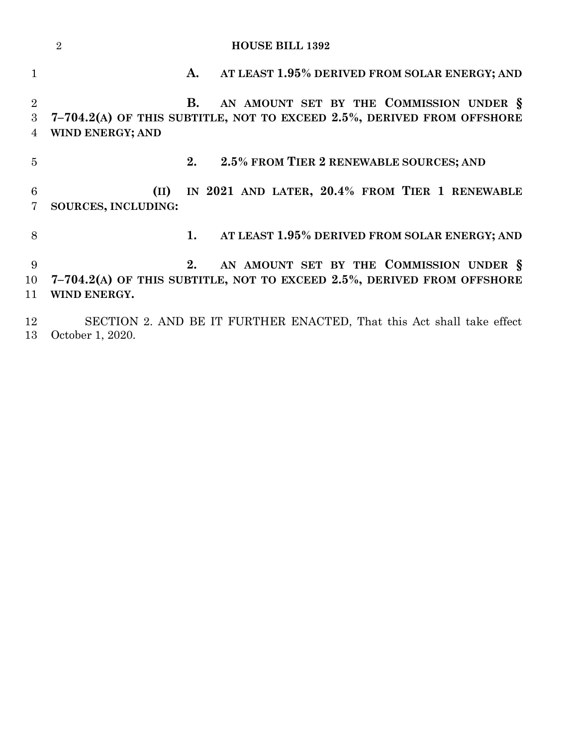**A. AT LEAST 1.95% DERIVED FROM SOLAR ENERGY; AND**

**B. AN AMOUNT SET BY THE COMMISSION UNDER § 7–704.2(A) OF THIS SUBTITLE, NOT TO EXCEED 2.5%, DERIVED FROM OFFSHORE WIND ENERGY; AND**

**2. 2.5% FROM TIER 2 RENEWABLE SOURCES; AND**

**(II) IN 2021 AND LATER, 20.4% FROM TIER 1 RENEWABLE SOURCES, INCLUDING:**

**1. AT LEAST 1.95% DERIVED FROM SOLAR ENERGY; AND**

**2. AN AMOUNT SET BY THE COMMISSION UNDER § 7–704.2(A) OF THIS SUBTITLE, NOT TO EXCEED 2.5%, DERIVED FROM OFFSHORE WIND ENERGY.**

SECTION 2. AND BE IT FURTHER ENACTED, That this Act shall take effect October 1, 2020.